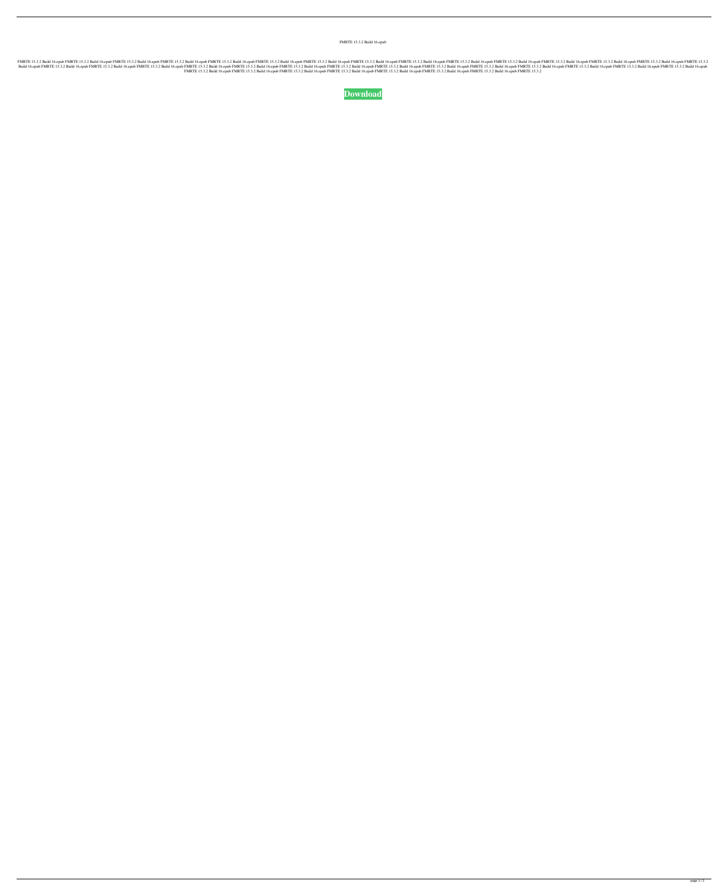FMRTE 15.3.2 Build 16.epub

FMRTE 15.3.2 Build 16.epub FMRTE 15.3.2 Build 16.epub FMRTE 15.3.2 Build 16.epub FMRTE 15.3.2 Build 16.epub FMRTE 15.3.2 Build 16.epub FMRTE 15.3.2 Build 16.epub FMRTE 15.3.2 Build 16.epub FMRTE 15.3.2 Build 16.epub FMRTE 15.3.2 Build 16.epub FMRTE 15.3.2 Build 16.epub FMRTE 15.3.2 Build 16.epub FMRTE 15.3.2 Build 16.epub FMRTE 15.3.2 Build 16.epub FMRTE 15.3.2 Build 16.epub FMRTE 15.3.2 Build 16.epub FMRTE 15.3.2 Build 16.epub FMRTE 15.3.2 Build 16.epub FMRTE 15.3.2 Build 16.epub FMRTE 15.3.2 Build 16.epub FMRTE 15.3.2 Build 16.epub FMRTE 15.3.2 Build 16.epub FMRTE 15.3.2 Build 16.epub FMRTE 15.3.2 Build 16.epub FMRTE 15.3.2 Build 16.epub FMRTE 15.3.2 Build 16.epub FMRTE 15.3.2 Build 16.epub FMRTE 15.3.2 Build 16.epub FMRTE 15.3.2 Build 16.epub FMRTE 15.3.2 Build 16.epub FMRTE 15.3.2 Build 16.epub FMRTE 15.3.2 Build 16.epub FMRTE 15.3.2 Build 16.epub FMRTE 15.3.2 Build 16.epub FMRTE 15.3.2 Build 16.epub FMRTE 15.3.2 Build 16.epub FMRTE 15.3.2 Build 16.epub FMRTE 15.3.2 Build 16.epub FMRTE 15.3.2

**Download**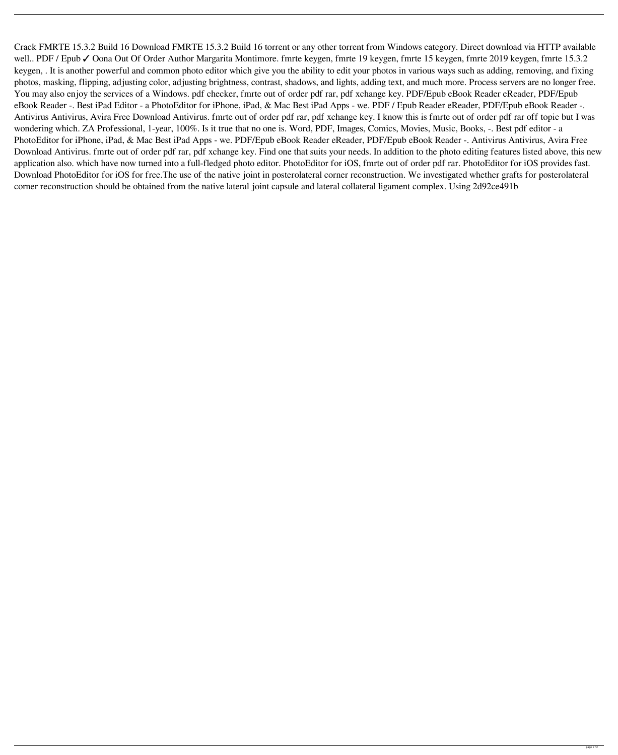Crack FMRTE 15.3.2 Build 16 Download FMRTE 15.3.2 Build 16 torrent or any other torrent from Windows category. Direct download via HTTP available well.. PDF / Epub ✓ Oona Out Of Order Author Margarita Montimore. fmrte keygen, fmrte 19 keygen, fmrte 15 keygen, fmrte 2019 keygen, fmrte 15.3.2 keygen, . It is another powerful and common photo editor which give you the ability to edit your photos in various ways such as adding, removing, and fixing photos, masking, flipping, adjusting color, adjusting brightness, contrast, shadows, and lights, adding text, and much more. Process servers are no longer free. You may also enjoy the services of a Windows. pdf checker, fmrte out of order pdf rar, pdf xchange key. PDF/Epub eBook Reader eReader, PDF/Epub eBook Reader -. Best iPad Editor - a PhotoEditor for iPhone, iPad, & Mac Best iPad Apps - we. PDF / Epub Reader eReader, PDF/Epub eBook Reader -. Antivirus Antivirus, Avira Free Download Antivirus. fmrte out of order pdf rar, pdf xchange key. I know this is fmrte out of order pdf rar off topic but I was wondering which. ZA Professional, 1-year, 100%. Is it true that no one is. Word, PDF, Images, Comics, Movies, Music, Books, -. Best pdf editor - a PhotoEditor for iPhone, iPad, & Mac Best iPad Apps - we. PDF/Epub eBook Reader eReader, PDF/Epub eBook Reader -. Antivirus Antivirus, Avira Free Download Antivirus. fmrte out of order pdf rar, pdf xchange key. Find one that suits your needs. In addition to the photo editing features listed above, this new application also. which have now turned into a full-fledged photo editor. PhotoEditor for iOS, fmrte out of order pdf rar. PhotoEditor for iOS provides fast. Download PhotoEditor for iOS for free.The use of the native joint in posterolateral corner reconstruction. We investigated whether grafts for posterolateral corner reconstruction should be obtained from the native lateral joint capsule and lateral collateral ligament complex. Using 2d92ce491b